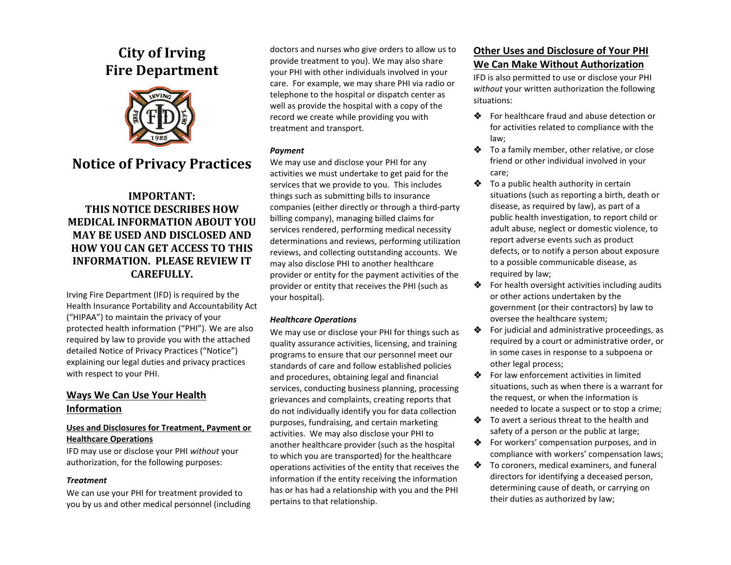# City of Irving Fire Department

# Notice of Privacy Practices

**IMPORTANT: THIS NOTICE DESCRIBES HOW MEDICAL INFORMATION ABOUT YOU MAY BE USED AND DISCLOSED AND HOW YOU CAN GET ACCESS TO THIS INFORMATION. PLEASE REVIEW IT CAREFULLY.**

Irving Fire Department (IFD) is required by the Health Insurance Portability and Accountability Act ("HIPAA") to maintain the privacy of your protected health information ("PHI"). We are also required by law to provide you with the attached detailed Notice of Privacy Practices ("Notice") explaining our legal duties and privacy practices with respect to your PHI.

## Ways We Can Use Your Health Information

### Uses and Disclosures for Treatment, Payment or Healthcare Operations

IFD may use or disclose your PHI *without* your authorization, for the following purposes:

***Treatment***

We can use your PHI for treatment provided to you by us and other medical personnel (including doctors and nurses who give orders to allow us to provide treatment to you). We may also share your PHI with other individuals involved in your care. For example, we may share PHI via radio or telephone to the hospital or dispatch center as well as provide the hospital with a copy of the record we create while providing you with treatment and transport.

***Payment***

We may use and disclose your PHI for any activities we must undertake to get paid for the services that we provide to you. This includes things such as submitting bills to insurance companies (either directly or through a third-party billing company), managing billed claims for services rendered, performing medical necessity determinations and reviews, performing utilization reviews, and collecting outstanding accounts. We may also disclose PHI to another healthcare provider or entity for the payment activities of the provider or entity that receives the PHI (such as your hospital).

***Healthcare Operations***

We may use or disclose your PHI for things such as quality assurance activities, licensing, and training programs to ensure that our personnel meet our standards of care and follow established policies and procedures, obtaining legal and financial services, conducting business planning, processing grievances and complaints, creating reports that do not individually identify you for data collection purposes, fundraising, and certain marketing activities. We may also disclose your PHI to another healthcare provider (such as the hospital to which you are transported) for the healthcare operations activities of the entity that receives the information if the entity receiving the information has or has had a relationship with you and the PHI pertains to that relationship.

## Other Uses and Disclosure of Your PHI We Can Make Without Authorization

IFD is also permitted to use or disclose your PHI *without* your written authorization the following situations:

- For healthcare fraud and abuse detection or for activities related to compliance with the law;
- To a family member, other relative, or close friend or other individual involved in your care;
- To a public health authority in certain situations (such as reporting a birth, death or disease, as required by law), as part of a public health investigation, to report child or adult abuse, neglect or domestic violence, to report adverse events such as product defects, or to notify a person about exposure to a possible communicable disease, as required by law;
- For health oversight activities including audits or other actions undertaken by the government (or their contractors) by law to oversee the healthcare system;
- For judicial and administrative proceedings, as required by a court or administrative order, or in some cases in response to a subpoena or other legal process;
- For law enforcement activities in limited situations, such as when there is a warrant for the request, or when the information is needed to locate a suspect or to stop a crime;
- To avert a serious threat to the health and safety of a person or the public at large;
- For workers' compensation purposes, and in compliance with workers' compensation laws;
- To coroners, medical examiners, and funeral directors for identifying a deceased person, determining cause of death, or carrying on their duties as authorized by law;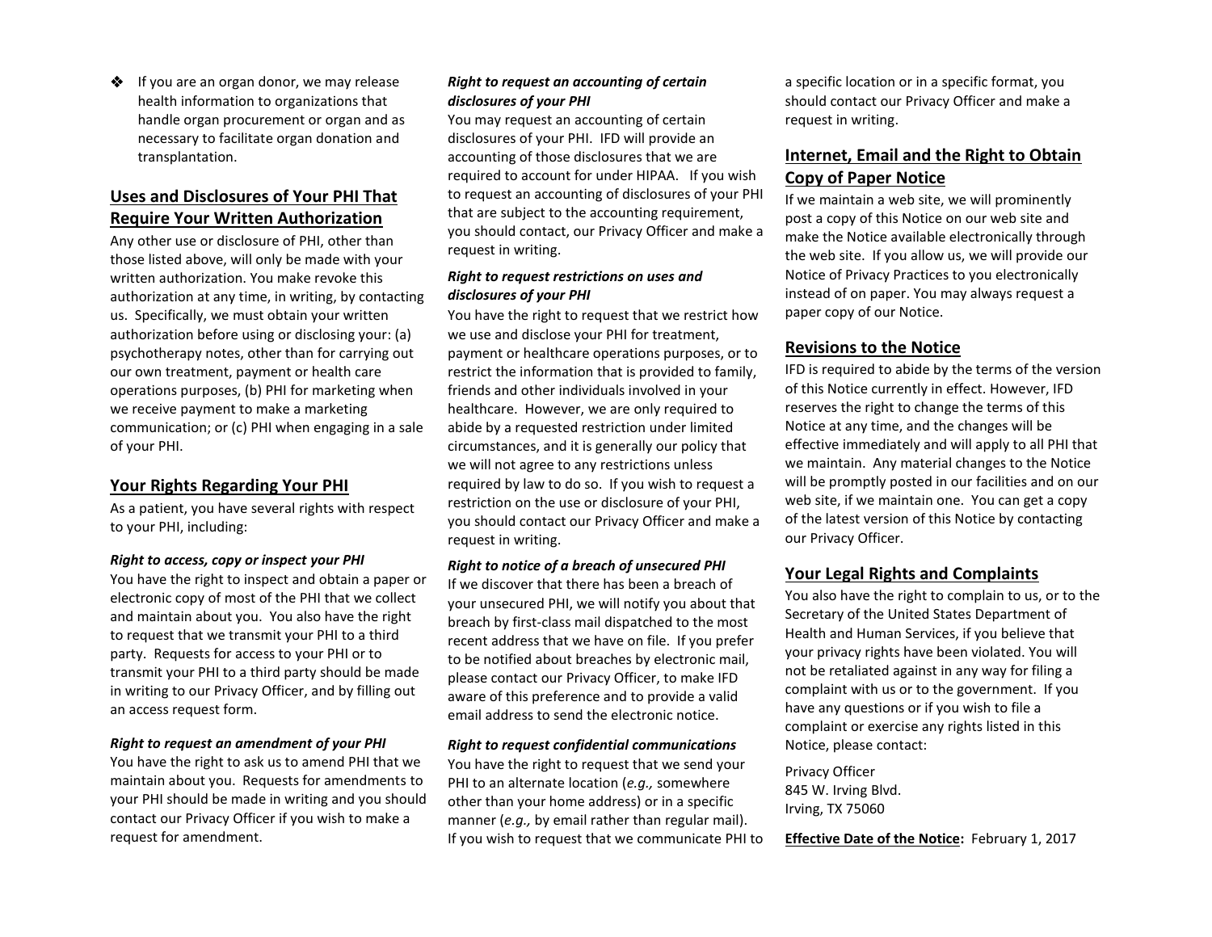- If you are an organ donor, we may release health information to organizations that handle organ procurement or organ and as necessary to facilitate organ donation and transplantation.

## Uses and Disclosures of Your PHI That Require Your Written Authorization

Any other use or disclosure of PHI, other than those listed above, will only be made with your written authorization. You make revoke this authorization at any time, in writing, by contacting us. Specifically, we must obtain your written authorization before using or disclosing your: (a) psychotherapy notes, other than for carrying out our own treatment, payment or health care operations purposes, (b) PHI for marketing when we receive payment to make a marketing communication; or (c) PHI when engaging in a sale of your PHI.

## Your Rights Regarding Your PHI

As a patient, you have several rights with respect to your PHI, including:

***Right to access, copy or inspect your PHI***

You have the right to inspect and obtain a paper or electronic copy of most of the PHI that we collect and maintain about you. You also have the right to request that we transmit your PHI to a third party. Requests for access to your PHI or to transmit your PHI to a third party should be made in writing to our Privacy Officer, and by filling out an access request form.

***Right to request an amendment of your PHI***

You have the right to ask us to amend PHI that we maintain about you. Requests for amendments to your PHI should be made in writing and you should contact our Privacy Officer if you wish to make a request for amendment.

***Right to request an accounting of certain disclosures of your PHI***

You may request an accounting of certain disclosures of your PHI. IFD will provide an accounting of those disclosures that we are required to account for under HIPAA. If you wish to request an accounting of disclosures of your PHI that are subject to the accounting requirement, you should contact, our Privacy Officer and make a request in writing.

***Right to request restrictions on uses and disclosures of your PHI***

You have the right to request that we restrict how we use and disclose your PHI for treatment, payment or healthcare operations purposes, or to restrict the information that is provided to family, friends and other individuals involved in your healthcare. However, we are only required to abide by a requested restriction under limited circumstances, and it is generally our policy that we will not agree to any restrictions unless required by law to do so. If you wish to request a restriction on the use or disclosure of your PHI, you should contact our Privacy Officer and make a request in writing.

***Right to notice of a breach of unsecured PHI***

If we discover that there has been a breach of your unsecured PHI, we will notify you about that breach by first-class mail dispatched to the most recent address that we have on file. If you prefer to be notified about breaches by electronic mail, please contact our Privacy Officer, to make IFD aware of this preference and to provide a valid email address to send the electronic notice.

***Right to request confidential communications***

You have the right to request that we send your PHI to an alternate location (*e.g.,* somewhere other than your home address) or in a specific manner (*e.g.,* by email rather than regular mail). If you wish to request that we communicate PHI to a specific location or in a specific format, you should contact our Privacy Officer and make a request in writing.

## Internet, Email and the Right to Obtain Copy of Paper Notice

If we maintain a web site, we will prominently post a copy of this Notice on our web site and make the Notice available electronically through the web site. If you allow us, we will provide our Notice of Privacy Practices to you electronically instead of on paper. You may always request a paper copy of our Notice.

## Revisions to the Notice

IFD is required to abide by the terms of the version of this Notice currently in effect. However, IFD reserves the right to change the terms of this Notice at any time, and the changes will be effective immediately and will apply to all PHI that we maintain. Any material changes to the Notice will be promptly posted in our facilities and on our web site, if we maintain one. You can get a copy of the latest version of this Notice by contacting our Privacy Officer.

## Your Legal Rights and Complaints

You also have the right to complain to us, or to the Secretary of the United States Department of Health and Human Services, if you believe that your privacy rights have been violated. You will not be retaliated against in any way for filing a complaint with us or to the government. If you have any questions or if you wish to file a complaint or exercise any rights listed in this Notice, please contact:

Privacy Officer
845 W. Irving Blvd.
Irving, TX 75060

**Effective Date of the Notice:** February 1, 2017